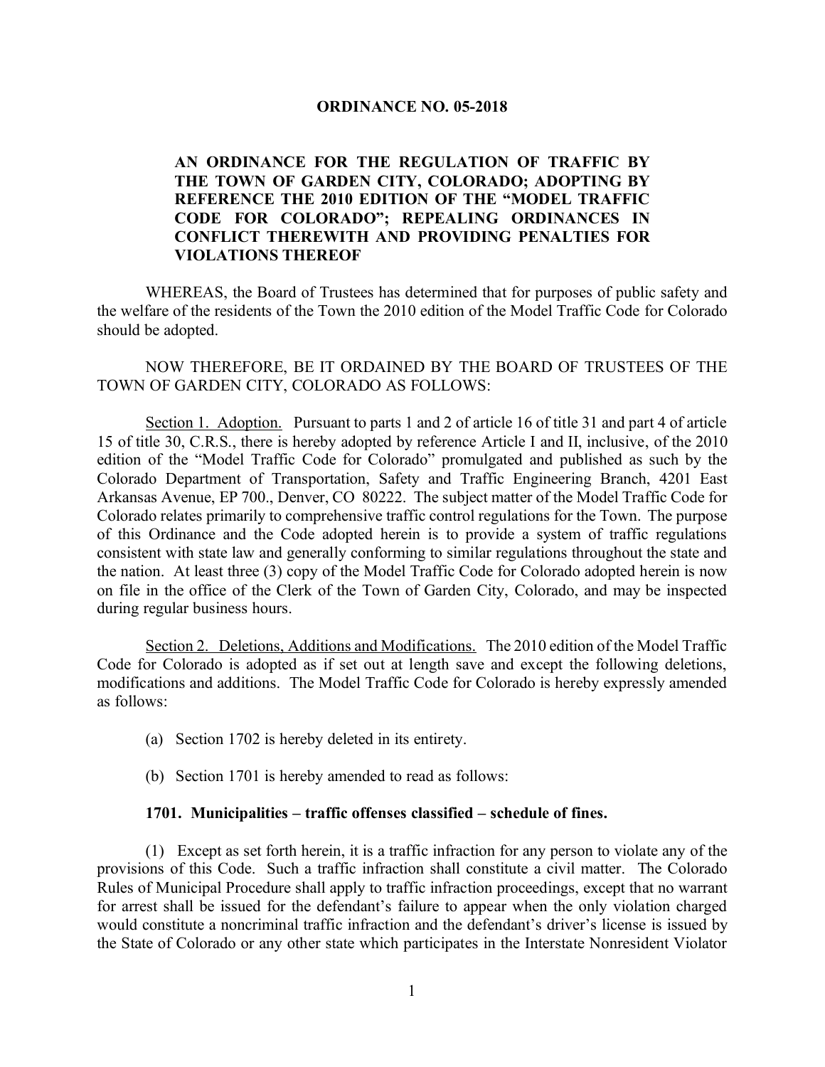# ORDINANCE NO. 05-2018

**AN ORDINANCE FOR THE REGULATION OF TRAFFIC BY THE TOWN OF GARDEN CITY, COLORADO; ADOPTING BY REFERENCE THE 2010 EDITION OF THE "MODEL TRAFFIC CODE FOR COLORADO"; REPEALING ORDINANCES IN CONFLICT THEREWITH AND PROVIDING PENALTIES FOR VIOLATIONS THEREOF**

WHEREAS, the Board of Trustees has determined that for purposes of public safety and the welfare of the residents of the Town the 2010 edition of the Model Traffic Code for Colorado should be adopted.

NOW THEREFORE, BE IT ORDAINED BY THE BOARD OF TRUSTEES OF THE TOWN OF GARDEN CITY, COLORADO AS FOLLOWS:

Section 1. Adoption. Pursuant to parts 1 and 2 of article 16 of title 31 and part 4 of article 15 of title 30, C.R.S., there is hereby adopted by reference Article I and II, inclusive, of the 2010 edition of the "Model Traffic Code for Colorado" promulgated and published as such by the Colorado Department of Transportation, Safety and Traffic Engineering Branch, 4201 East Arkansas Avenue, EP 700., Denver, CO 80222. The subject matter of the Model Traffic Code for Colorado relates primarily to comprehensive traffic control regulations for the Town. The purpose of this Ordinance and the Code adopted herein is to provide a system of traffic regulations consistent with state law and generally conforming to similar regulations throughout the state and the nation. At least three (3) copy of the Model Traffic Code for Colorado adopted herein is now on file in the office of the Clerk of the Town of Garden City, Colorado, and may be inspected during regular business hours.

Section 2. Deletions, Additions and Modifications. The 2010 edition of the Model Traffic Code for Colorado is adopted as if set out at length save and except the following deletions, modifications and additions. The Model Traffic Code for Colorado is hereby expressly amended as follows:

(a) Section 1702 is hereby deleted in its entirety.

(b) Section 1701 is hereby amended to read as follows:

**1701. Municipalities – traffic offenses classified – schedule of fines.**

(1) Except as set forth herein, it is a traffic infraction for any person to violate any of the provisions of this Code. Such a traffic infraction shall constitute a civil matter. The Colorado Rules of Municipal Procedure shall apply to traffic infraction proceedings, except that no warrant for arrest shall be issued for the defendant's failure to appear when the only violation charged would constitute a noncriminal traffic infraction and the defendant's driver's license is issued by the State of Colorado or any other state which participates in the Interstate Nonresident Violator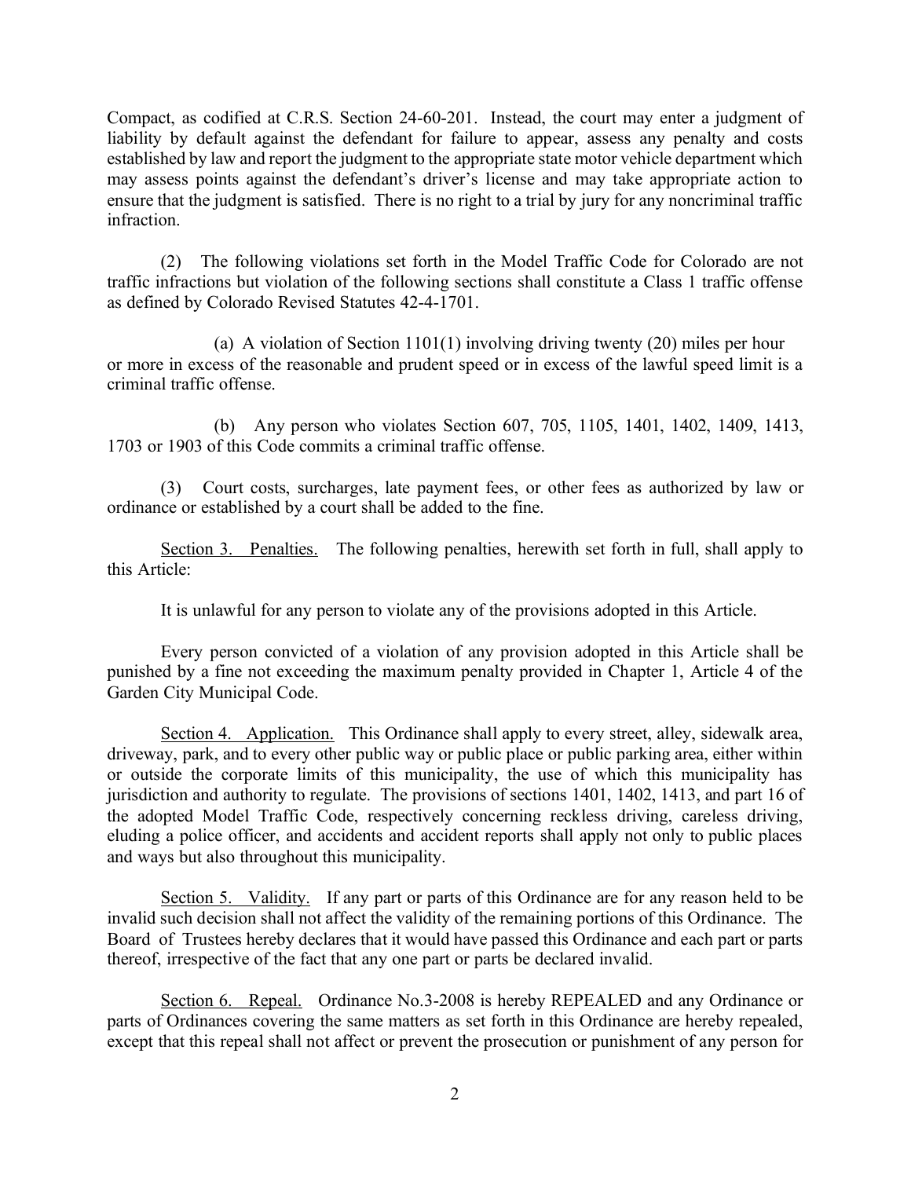Compact, as codified at C.R.S. Section 24-60-201. Instead, the court may enter a judgment of liability by default against the defendant for failure to appear, assess any penalty and costs established by law and report the judgment to the appropriate state motor vehicle department which may assess points against the defendant's driver's license and may take appropriate action to ensure that the judgment is satisfied. There is no right to a trial by jury for any noncriminal traffic infraction.

(2) The following violations set forth in the Model Traffic Code for Colorado are not traffic infractions but violation of the following sections shall constitute a Class 1 traffic offense as defined by Colorado Revised Statutes 42-4-1701.

(a) A violation of Section 1101(1) involving driving twenty (20) miles per hour or more in excess of the reasonable and prudent speed or in excess of the lawful speed limit is a criminal traffic offense.

(b) Any person who violates Section 607, 705, 1105, 1401, 1402, 1409, 1413, 1703 or 1903 of this Code commits a criminal traffic offense.

(3) Court costs, surcharges, late payment fees, or other fees as authorized by law or ordinance or established by a court shall be added to the fine.

Section 3. Penalties. The following penalties, herewith set forth in full, shall apply to this Article:

It is unlawful for any person to violate any of the provisions adopted in this Article.

Every person convicted of a violation of any provision adopted in this Article shall be punished by a fine not exceeding the maximum penalty provided in Chapter 1, Article 4 of the Garden City Municipal Code.

Section 4. Application. This Ordinance shall apply to every street, alley, sidewalk area, driveway, park, and to every other public way or public place or public parking area, either within or outside the corporate limits of this municipality, the use of which this municipality has jurisdiction and authority to regulate. The provisions of sections 1401, 1402, 1413, and part 16 of the adopted Model Traffic Code, respectively concerning reckless driving, careless driving, eluding a police officer, and accidents and accident reports shall apply not only to public places and ways but also throughout this municipality.

Section 5. Validity. If any part or parts of this Ordinance are for any reason held to be invalid such decision shall not affect the validity of the remaining portions of this Ordinance. The Board of Trustees hereby declares that it would have passed this Ordinance and each part or parts thereof, irrespective of the fact that any one part or parts be declared invalid.

Section 6. Repeal. Ordinance No.3-2008 is hereby REPEALED and any Ordinance or parts of Ordinances covering the same matters as set forth in this Ordinance are hereby repealed, except that this repeal shall not affect or prevent the prosecution or punishment of any person for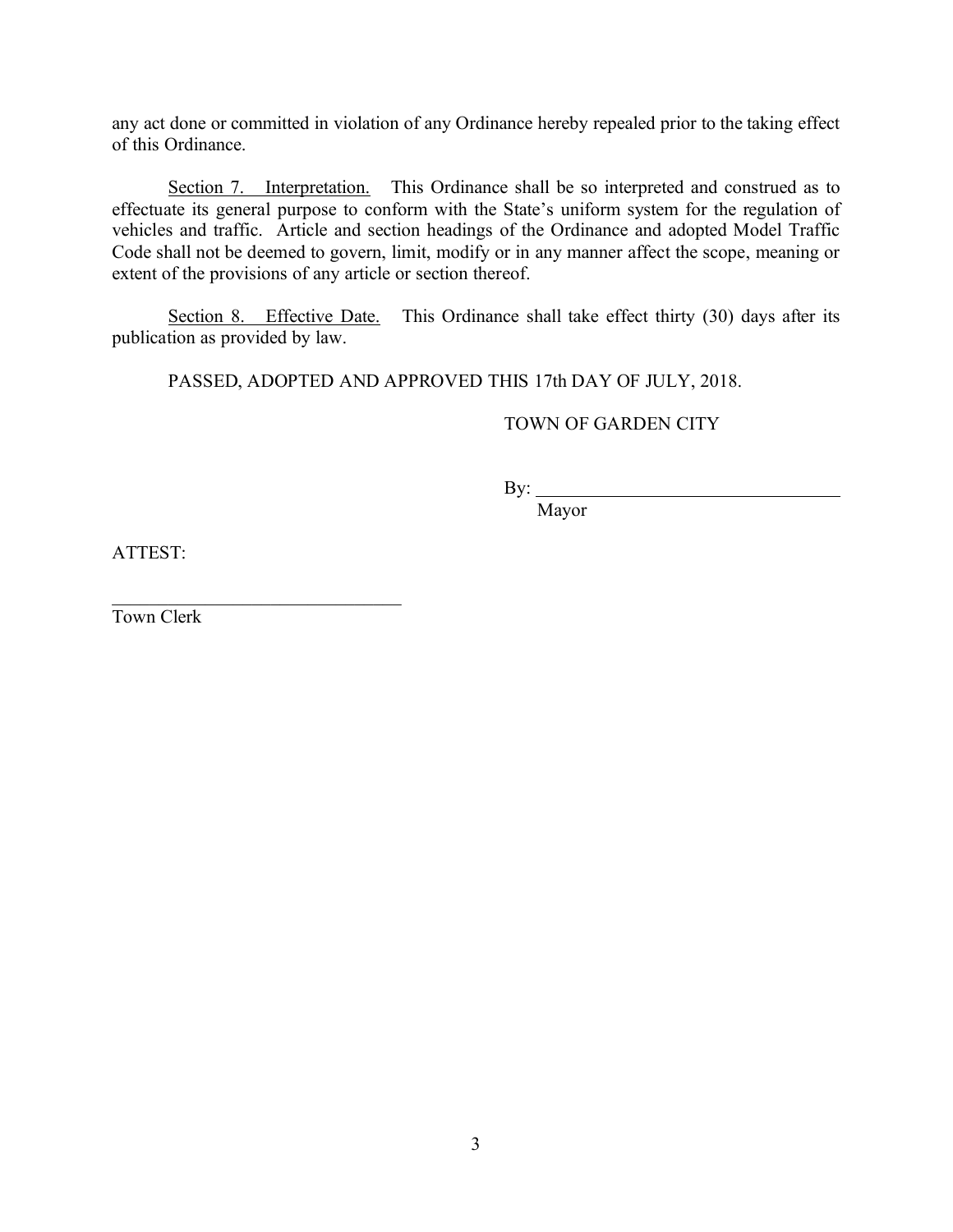any act done or committed in violation of any Ordinance hereby repealed prior to the taking effect of this Ordinance.

Section 7. Interpretation. This Ordinance shall be so interpreted and construed as to effectuate its general purpose to conform with the State's uniform system for the regulation of vehicles and traffic. Article and section headings of the Ordinance and adopted Model Traffic Code shall not be deemed to govern, limit, modify or in any manner affect the scope, meaning or extent of the provisions of any article or section thereof.

Section 8. Effective Date. This Ordinance shall take effect thirty (30) days after its publication as provided by law.

PASSED, ADOPTED AND APPROVED THIS 17th DAY OF JULY, 2018.

TOWN OF GARDEN CITY

By: ________________________________
Mayor

ATTEST:

________________________________
Town Clerk